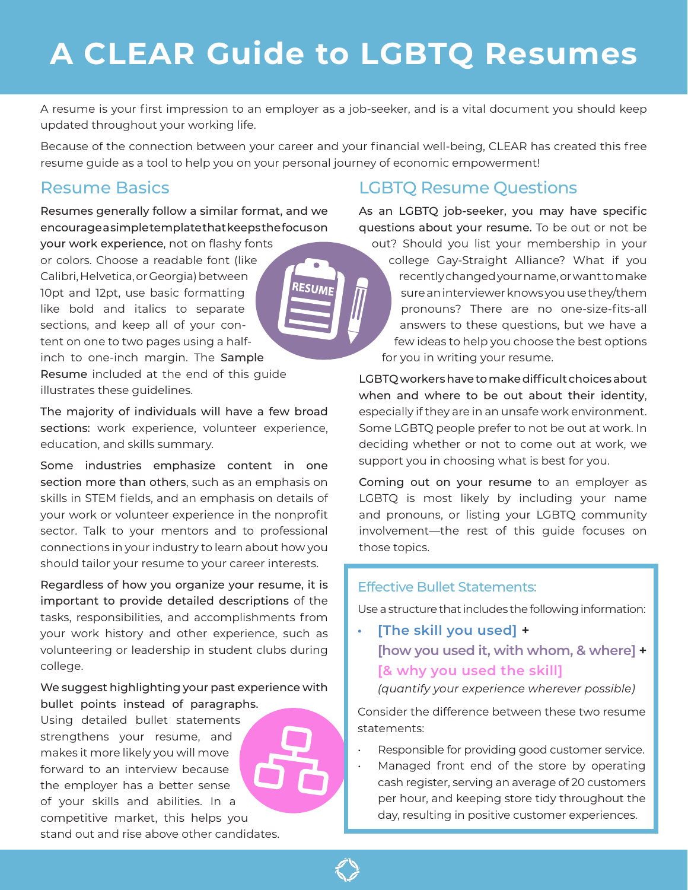# A CLEAR Guide to LGBTQ Resumes

A resume is your first impression to an employer as a job-seeker, and is a vital document you should keep updated throughout your working life.

Because of the connection between your career and your financial well-being, CLEAR has created this free resume guide as a tool to help you on your personal journey of economic empowerment!

## Resume Basics

Resumes generally follow a similar format, and we encourage a simple template that keeps the focus on your work experience, not on flashy fonts or colors. Choose a readable font (like Calibri, Helvetica, or Georgia) between 10pt and 12pt, use basic formatting like bold and italics to separate sections, and keep all of your content on one to two pages using a half-inch to one-inch margin. The Sample Resume included at the end of this guide illustrates these guidelines.

The majority of individuals will have a few broad sections: work experience, volunteer experience, education, and skills summary.

Some industries emphasize content in one section more than others, such as an emphasis on skills in STEM fields, and an emphasis on details of your work or volunteer experience in the nonprofit sector. Talk to your mentors and to professional connections in your industry to learn about how you should tailor your resume to your career interests.

Regardless of how you organize your resume, it is important to provide detailed descriptions of the tasks, responsibilities, and accomplishments from your work history and other experience, such as volunteering or leadership in student clubs during college.

We suggest highlighting your past experience with bullet points instead of paragraphs. Using detailed bullet statements strengthens your resume, and makes it more likely you will move forward to an interview because the employer has a better sense of your skills and abilities. In a competitive market, this helps you stand out and rise above other candidates.

## LGBTQ Resume Questions

As an LGBTQ job-seeker, you may have specific questions about your resume. To be out or not be out? Should you list your membership in your college Gay-Straight Alliance? What if you recently changed your name, or want to make sure an interviewer knows you use they/them pronouns? There are no one-size-fits-all answers to these questions, but we have a few ideas to help you choose the best options for you in writing your resume.

LGBTQ workers have to make difficult choices about when and where to be out about their identity, especially if they are in an unsafe work environment. Some LGBTQ people prefer to not be out at work. In deciding whether or not to come out at work, we support you in choosing what is best for you.

Coming out on your resume to an employer as LGBTQ is most likely by including your name and pronouns, or listing your LGBTQ community involvement—the rest of this guide focuses on those topics.

### Effective Bullet Statements:

Use a structure that includes the following information:

- **[The skill you used] + [how you used it, with whom, & where] + [& why you used the skill]**
  *(quantify your experience wherever possible)*

Consider the difference between these two resume statements:

- Responsible for providing good customer service.
- Managed front end of the store by operating cash register, serving an average of 20 customers per hour, and keeping store tidy throughout the day, resulting in positive customer experiences.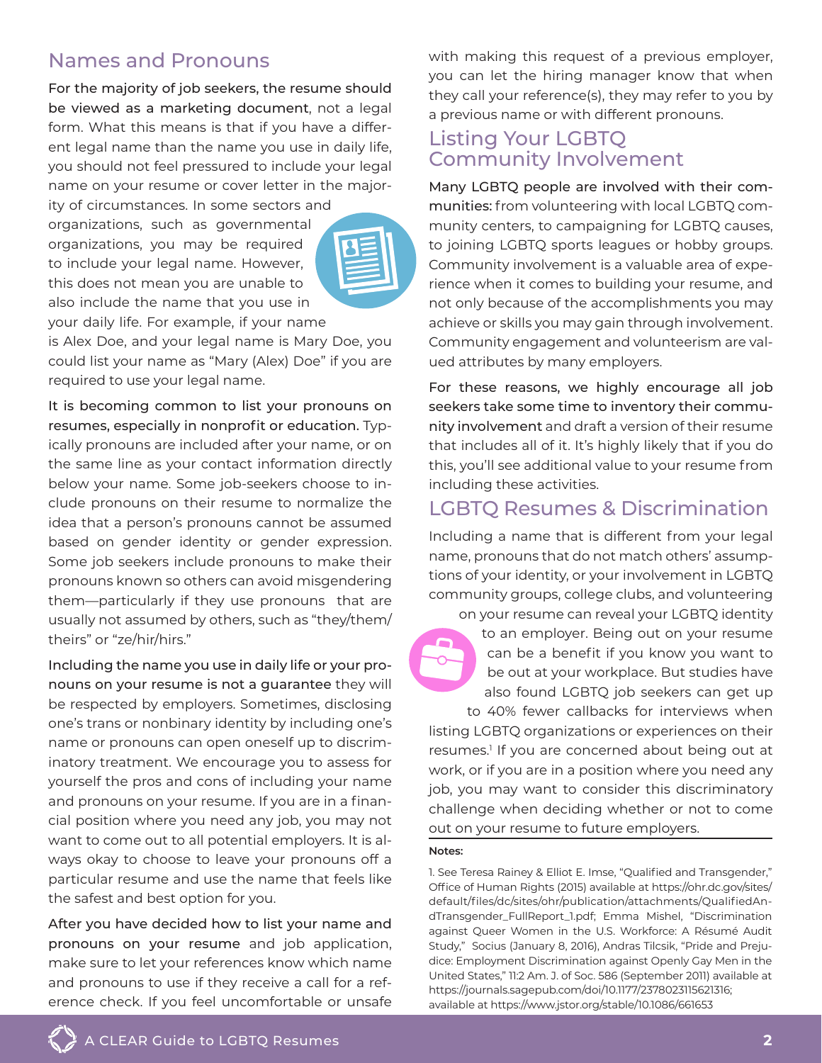## Names and Pronouns

For the majority of job seekers, the resume should be viewed as a marketing document, not a legal form. What this means is that if you have a different legal name than the name you use in daily life, you should not feel pressured to include your legal name on your resume or cover letter in the majority of circumstances. In some sectors and organizations, such as governmental organizations, you may be required to include your legal name. However, this does not mean you are unable to also include the name that you use in your daily life. For example, if your name is Alex Doe, and your legal name is Mary Doe, you could list your name as "Mary (Alex) Doe" if you are required to use your legal name.

It is becoming common to list your pronouns on resumes, especially in nonprofit or education. Typically pronouns are included after your name, or on the same line as your contact information directly below your name. Some job-seekers choose to include pronouns on their resume to normalize the idea that a person's pronouns cannot be assumed based on gender identity or gender expression. Some job seekers include pronouns to make their pronouns known so others can avoid misgendering them—particularly if they use pronouns that are usually not assumed by others, such as "they/them/theirs" or "ze/hir/hirs."

Including the name you use in daily life or your pronouns on your resume is not a guarantee they will be respected by employers. Sometimes, disclosing one's trans or nonbinary identity by including one's name or pronouns can open oneself up to discriminatory treatment. We encourage you to assess for yourself the pros and cons of including your name and pronouns on your resume. If you are in a financial position where you need any job, you may not want to come out to all potential employers. It is always okay to choose to leave your pronouns off a particular resume and use the name that feels like the safest and best option for you.

After you have decided how to list your name and pronouns on your resume and job application, make sure to let your references know which name and pronouns to use if they receive a call for a reference check. If you feel uncomfortable or unsafe with making this request of a previous employer, you can let the hiring manager know that when they call your reference(s), they may refer to you by a previous name or with different pronouns.

## Listing Your LGBTQ Community Involvement

Many LGBTQ people are involved with their communities: from volunteering with local LGBTQ community centers, to campaigning for LGBTQ causes, to joining LGBTQ sports leagues or hobby groups. Community involvement is a valuable area of experience when it comes to building your resume, and not only because of the accomplishments you may achieve or skills you may gain through involvement. Community engagement and volunteerism are valued attributes by many employers.

For these reasons, we highly encourage all job seekers take some time to inventory their community involvement and draft a version of their resume that includes all of it. It's highly likely that if you do this, you'll see additional value to your resume from including these activities.

## LGBTQ Resumes & Discrimination

Including a name that is different from your legal name, pronouns that do not match others' assumptions of your identity, or your involvement in LGBTQ community groups, college clubs, and volunteering on your resume can reveal your LGBTQ identity to an employer. Being out on your resume can be a benefit if you know you want to be out at your workplace. But studies have also found LGBTQ job seekers can get up to 40% fewer callbacks for interviews when listing LGBTQ organizations or experiences on their resumes.[1] If you are concerned about being out at work, or if you are in a position where you need any job, you may want to consider this discriminatory challenge when deciding whether or not to come out on your resume to future employers.

**Notes:**

1. See Teresa Rainey & Elliot E. Imse, "Qualified and Transgender," Office of Human Rights (2015) available at https://ohr.dc.gov/sites/default/files/dc/sites/ohr/publication/attachments/QualifiedAndTransgender_FullReport_1.pdf; Emma Mishel, "Discrimination against Queer Women in the U.S. Workforce: A Résumé Audit Study," Socius (January 8, 2016), Andras Tilcsik, "Pride and Prejudice: Employment Discrimination against Openly Gay Men in the United States," 11:2 Am. J. of Soc. 586 (September 2011) available at https://journals.sagepub.com/doi/10.1177/2378023115621316; available at https://www.jstor.org/stable/10.1086/661653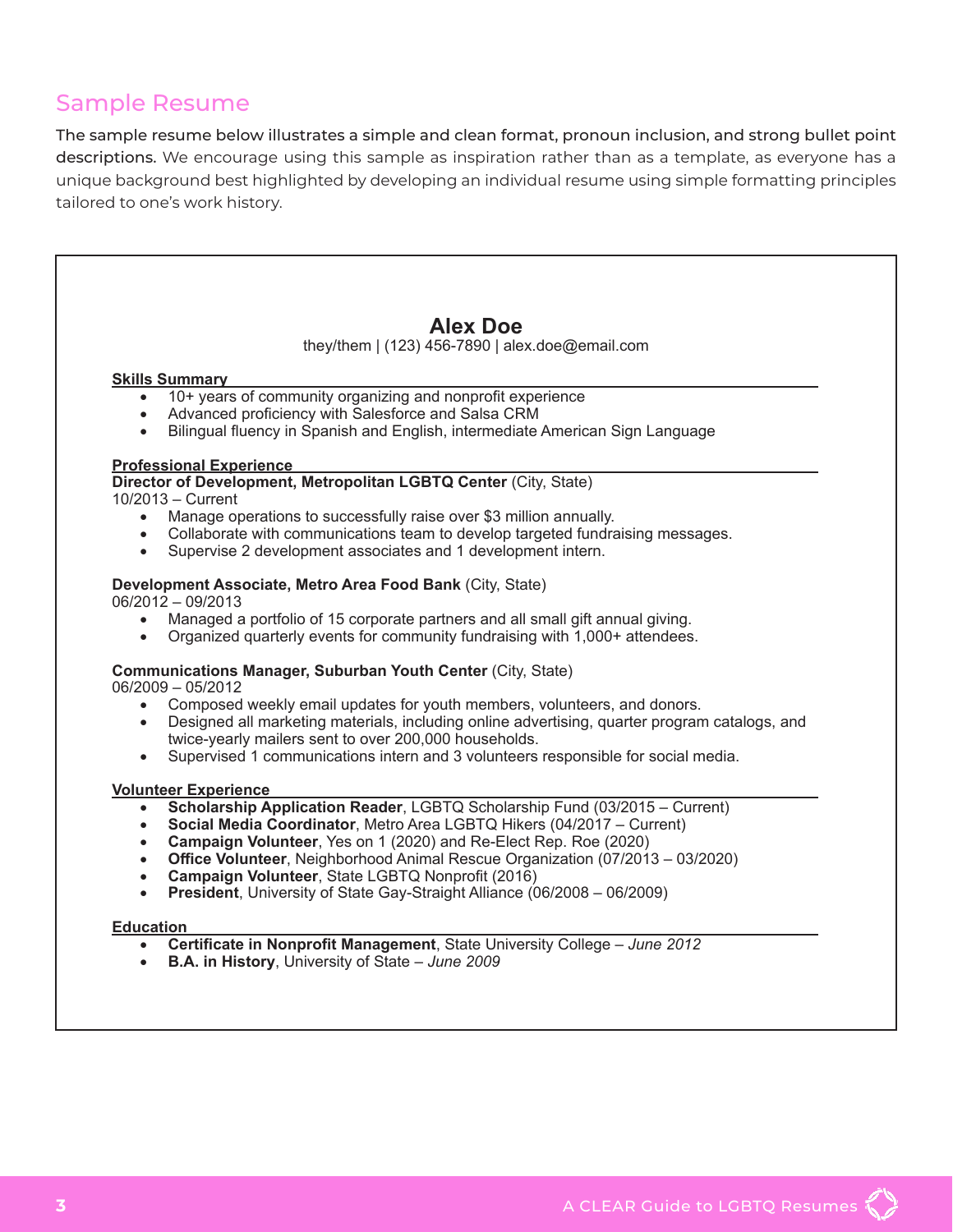## Sample Resume

The sample resume below illustrates a simple and clean format, pronoun inclusion, and strong bullet point descriptions. We encourage using this sample as inspiration rather than as a template, as everyone has a unique background best highlighted by developing an individual resume using simple formatting principles tailored to one's work history.

---

### Alex Doe

they/them | (123) 456-7890 | alex.doe@email.com

#### Skills Summary

- 10+ years of community organizing and nonprofit experience
- Advanced proficiency with Salesforce and Salsa CRM
- Bilingual fluency in Spanish and English, intermediate American Sign Language

#### Professional Experience

**Director of Development, Metropolitan LGBTQ Center** (City, State)
10/2013 – Current

- Manage operations to successfully raise over $3 million annually.
- Collaborate with communications team to develop targeted fundraising messages.
- Supervise 2 development associates and 1 development intern.

**Development Associate, Metro Area Food Bank** (City, State)
06/2012 – 09/2013

- Managed a portfolio of 15 corporate partners and all small gift annual giving.
- Organized quarterly events for community fundraising with 1,000+ attendees.

**Communications Manager, Suburban Youth Center** (City, State)
06/2009 – 05/2012

- Composed weekly email updates for youth members, volunteers, and donors.
- Designed all marketing materials, including online advertising, quarter program catalogs, and twice-yearly mailers sent to over 200,000 households.
- Supervised 1 communications intern and 3 volunteers responsible for social media.

#### Volunteer Experience

- **Scholarship Application Reader**, LGBTQ Scholarship Fund (03/2015 – Current)
- **Social Media Coordinator**, Metro Area LGBTQ Hikers (04/2017 – Current)
- **Campaign Volunteer**, Yes on 1 (2020) and Re-Elect Rep. Roe (2020)
- **Office Volunteer**, Neighborhood Animal Rescue Organization (07/2013 – 03/2020)
- **Campaign Volunteer**, State LGBTQ Nonprofit (2016)
- **President**, University of State Gay-Straight Alliance (06/2008 – 06/2009)

#### Education

- **Certificate in Nonprofit Management**, State University College – *June 2012*
- **B.A. in History**, University of State – *June 2009*